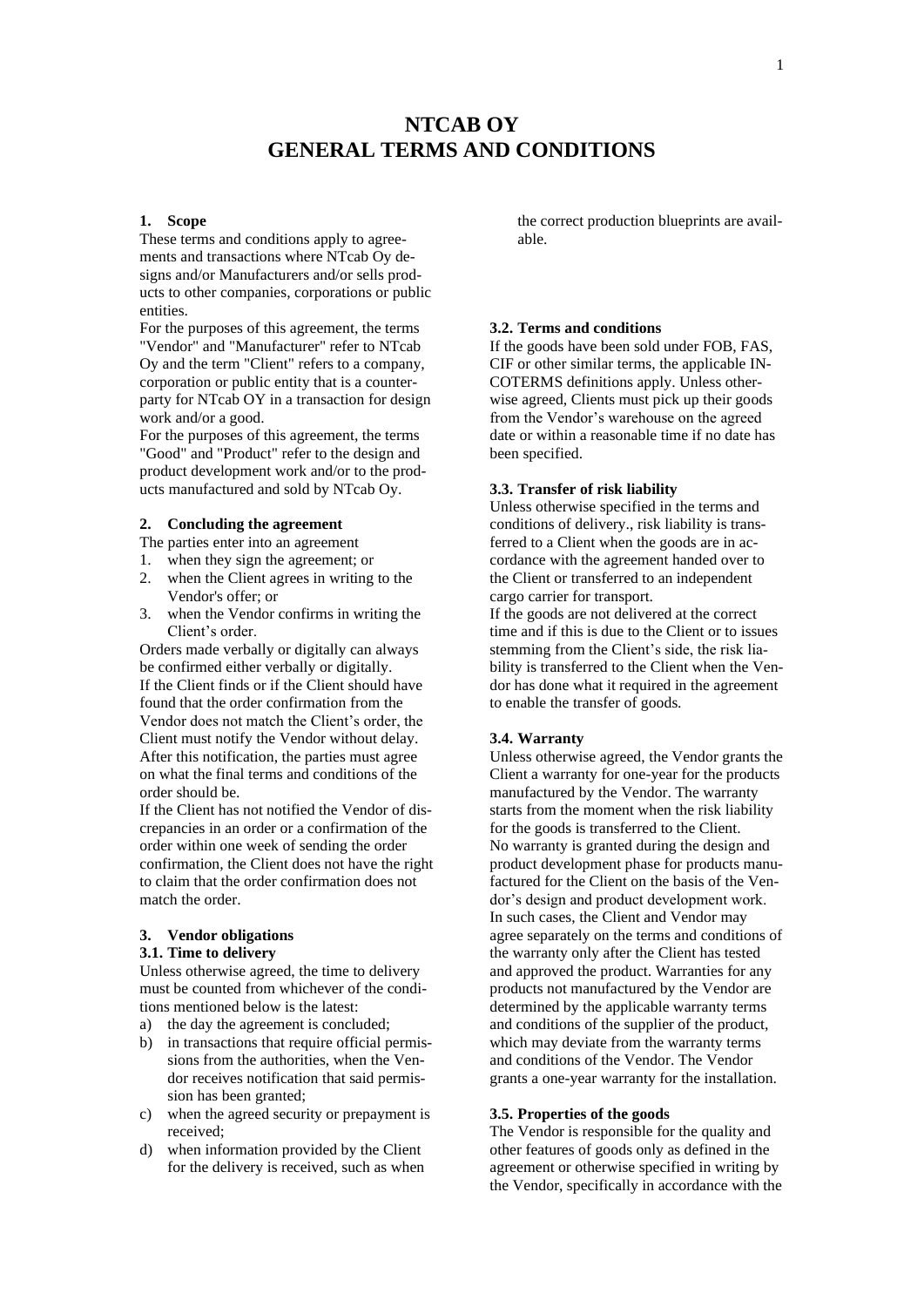# NTCAB OY
# GENERAL TERMS AND CONDITIONS

## 1. Scope

These terms and conditions apply to agreements and transactions where NTcab Oy designs and/or Manufacturers and/or sells products to other companies, corporations or public entities.

For the purposes of this agreement, the terms "Vendor" and "Manufacturer" refer to NTcab Oy and the term "Client" refers to a company, corporation or public entity that is a counterparty for NTcab OY in a transaction for design work and/or a good.

For the purposes of this agreement, the terms "Good" and "Product" refer to the design and product development work and/or to the products manufactured and sold by NTcab Oy.

## 2. Concluding the agreement

The parties enter into an agreement

1. when they sign the agreement; or
2. when the Client agrees in writing to the Vendor's offer; or
3. when the Vendor confirms in writing the Client's order.

Orders made verbally or digitally can always be confirmed either verbally or digitally.

If the Client finds or if the Client should have found that the order confirmation from the Vendor does not match the Client's order, the Client must notify the Vendor without delay. After this notification, the parties must agree on what the final terms and conditions of the order should be.

If the Client has not notified the Vendor of discrepancies in an order or a confirmation of the order within one week of sending the order confirmation, the Client does not have the right to claim that the order confirmation does not match the order.

## 3. Vendor obligations

### 3.1. Time to delivery

Unless otherwise agreed, the time to delivery must be counted from whichever of the conditions mentioned below is the latest:

a) the day the agreement is concluded;
b) in transactions that require official permissions from the authorities, when the Vendor receives notification that said permission has been granted;
c) when the agreed security or prepayment is received;
d) when information provided by the Client for the delivery is received, such as when the correct production blueprints are available.

### 3.2. Terms and conditions

If the goods have been sold under FOB, FAS, CIF or other similar terms, the applicable INCOTERMS definitions apply. Unless otherwise agreed, Clients must pick up their goods from the Vendor's warehouse on the agreed date or within a reasonable time if no date has been specified.

### 3.3. Transfer of risk liability

Unless otherwise specified in the terms and conditions of delivery., risk liability is transferred to a Client when the goods are in accordance with the agreement handed over to the Client or transferred to an independent cargo carrier for transport.

If the goods are not delivered at the correct time and if this is due to the Client or to issues stemming from the Client's side, the risk liability is transferred to the Client when the Vendor has done what it required in the agreement to enable the transfer of goods.

### 3.4. Warranty

Unless otherwise agreed, the Vendor grants the Client a warranty for one-year for the products manufactured by the Vendor. The warranty starts from the moment when the risk liability for the goods is transferred to the Client.

No warranty is granted during the design and product development phase for products manufactured for the Client on the basis of the Vendor's design and product development work. In such cases, the Client and Vendor may agree separately on the terms and conditions of the warranty only after the Client has tested and approved the product. Warranties for any products not manufactured by the Vendor are determined by the applicable warranty terms and conditions of the supplier of the product, which may deviate from the warranty terms and conditions of the Vendor. The Vendor grants a one-year warranty for the installation.

### 3.5. Properties of the goods

The Vendor is responsible for the quality and other features of goods only as defined in the agreement or otherwise specified in writing by the Vendor, specifically in accordance with the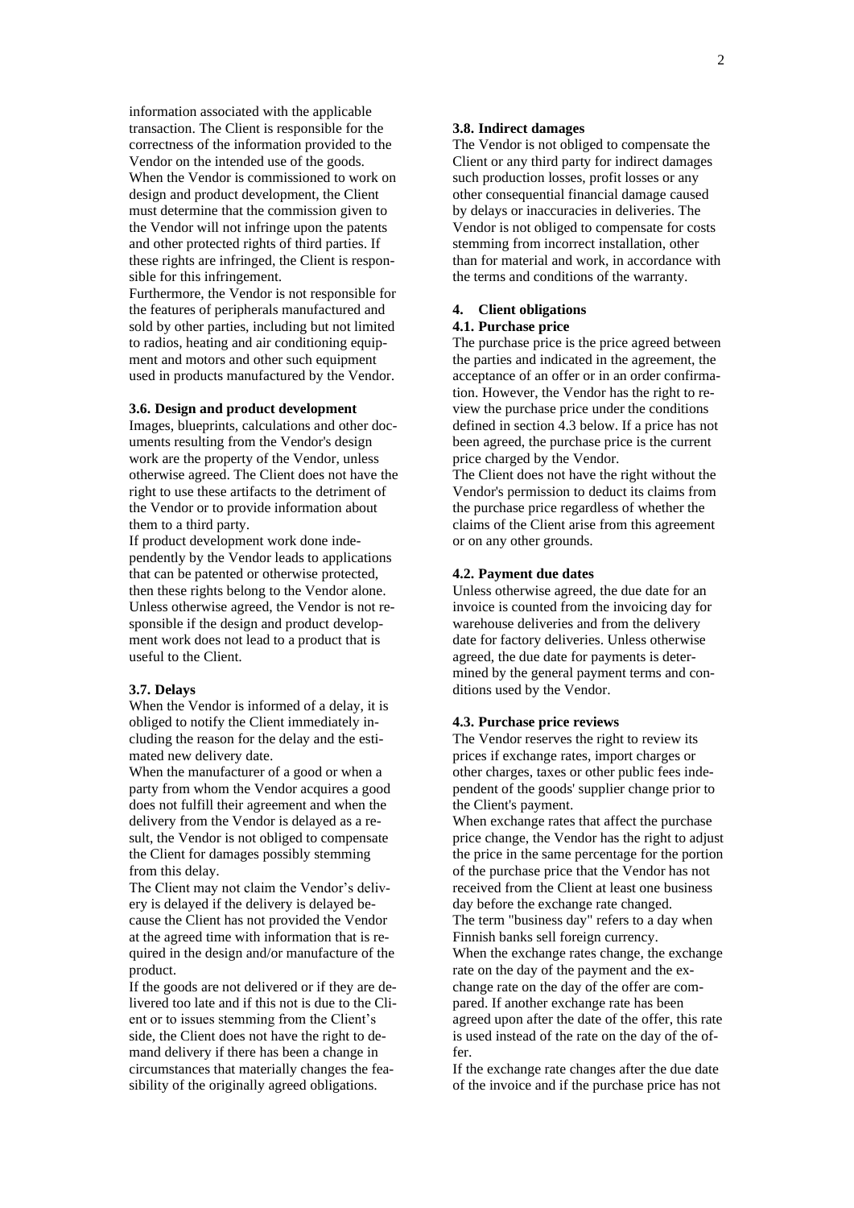information associated with the applicable transaction. The Client is responsible for the correctness of the information provided to the Vendor on the intended use of the goods. When the Vendor is commissioned to work on design and product development, the Client must determine that the commission given to the Vendor will not infringe upon the patents and other protected rights of third parties. If these rights are infringed, the Client is responsible for this infringement.

Furthermore, the Vendor is not responsible for the features of peripherals manufactured and sold by other parties, including but not limited to radios, heating and air conditioning equipment and motors and other such equipment used in products manufactured by the Vendor.

**3.6. Design and product development**

Images, blueprints, calculations and other documents resulting from the Vendor's design work are the property of the Vendor, unless otherwise agreed. The Client does not have the right to use these artifacts to the detriment of the Vendor or to provide information about them to a third party.

If product development work done independently by the Vendor leads to applications that can be patented or otherwise protected, then these rights belong to the Vendor alone. Unless otherwise agreed, the Vendor is not responsible if the design and product development work does not lead to a product that is useful to the Client.

**3.7. Delays**

When the Vendor is informed of a delay, it is obliged to notify the Client immediately including the reason for the delay and the estimated new delivery date.

When the manufacturer of a good or when a party from whom the Vendor acquires a good does not fulfill their agreement and when the delivery from the Vendor is delayed as a result, the Vendor is not obliged to compensate the Client for damages possibly stemming from this delay.

The Client may not claim the Vendor's delivery is delayed if the delivery is delayed because the Client has not provided the Vendor at the agreed time with information that is required in the design and/or manufacture of the product.

If the goods are not delivered or if they are delivered too late and if this not is due to the Client or to issues stemming from the Client's side, the Client does not have the right to demand delivery if there has been a change in circumstances that materially changes the feasibility of the originally agreed obligations.

**3.8. Indirect damages**

The Vendor is not obliged to compensate the Client or any third party for indirect damages such production losses, profit losses or any other consequential financial damage caused by delays or inaccuracies in deliveries. The Vendor is not obliged to compensate for costs stemming from incorrect installation, other than for material and work, in accordance with the terms and conditions of the warranty.

## 4. Client obligations

**4.1. Purchase price**

The purchase price is the price agreed between the parties and indicated in the agreement, the acceptance of an offer or in an order confirmation. However, the Vendor has the right to review the purchase price under the conditions defined in section 4.3 below. If a price has not been agreed, the purchase price is the current price charged by the Vendor.

The Client does not have the right without the Vendor's permission to deduct its claims from the purchase price regardless of whether the claims of the Client arise from this agreement or on any other grounds.

**4.2. Payment due dates**

Unless otherwise agreed, the due date for an invoice is counted from the invoicing day for warehouse deliveries and from the delivery date for factory deliveries. Unless otherwise agreed, the due date for payments is determined by the general payment terms and conditions used by the Vendor.

**4.3. Purchase price reviews**

The Vendor reserves the right to review its prices if exchange rates, import charges or other charges, taxes or other public fees independent of the goods' supplier change prior to the Client's payment.

When exchange rates that affect the purchase price change, the Vendor has the right to adjust the price in the same percentage for the portion of the purchase price that the Vendor has not received from the Client at least one business day before the exchange rate changed.

The term "business day" refers to a day when Finnish banks sell foreign currency.

When the exchange rates change, the exchange rate on the day of the payment and the exchange rate on the day of the offer are compared. If another exchange rate has been agreed upon after the date of the offer, this rate is used instead of the rate on the day of the offer.

If the exchange rate changes after the due date of the invoice and if the purchase price has not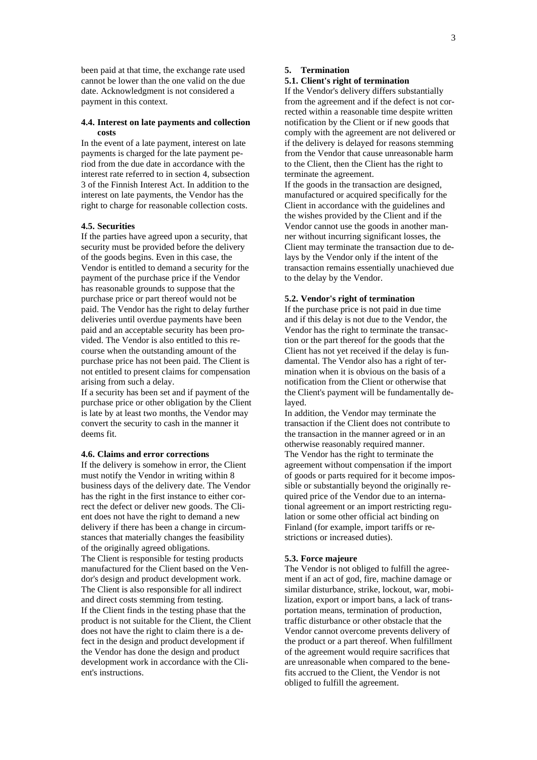been paid at that time, the exchange rate used cannot be lower than the one valid on the due date. Acknowledgment is not considered a payment in this context.

#### 4.4. Interest on late payments and collection costs

In the event of a late payment, interest on late payments is charged for the late payment period from the due date in accordance with the interest rate referred to in section 4, subsection 3 of the Finnish Interest Act. In addition to the interest on late payments, the Vendor has the right to charge for reasonable collection costs.

#### 4.5. Securities

If the parties have agreed upon a security, that security must be provided before the delivery of the goods begins. Even in this case, the Vendor is entitled to demand a security for the payment of the purchase price if the Vendor has reasonable grounds to suppose that the purchase price or part thereof would not be paid. The Vendor has the right to delay further deliveries until overdue payments have been paid and an acceptable security has been provided. The Vendor is also entitled to this recourse when the outstanding amount of the purchase price has not been paid. The Client is not entitled to present claims for compensation arising from such a delay.

If a security has been set and if payment of the purchase price or other obligation by the Client is late by at least two months, the Vendor may convert the security to cash in the manner it deems fit.

#### 4.6. Claims and error corrections

If the delivery is somehow in error, the Client must notify the Vendor in writing within 8 business days of the delivery date. The Vendor has the right in the first instance to either correct the defect or deliver new goods. The Client does not have the right to demand a new delivery if there has been a change in circumstances that materially changes the feasibility of the originally agreed obligations.

The Client is responsible for testing products manufactured for the Client based on the Vendor's design and product development work. The Client is also responsible for all indirect and direct costs stemming from testing.

If the Client finds in the testing phase that the product is not suitable for the Client, the Client does not have the right to claim there is a defect in the design and product development if the Vendor has done the design and product development work in accordance with the Client's instructions.

### 5. Termination

#### 5.1. Client's right of termination

If the Vendor's delivery differs substantially from the agreement and if the defect is not corrected within a reasonable time despite written notification by the Client or if new goods that comply with the agreement are not delivered or if the delivery is delayed for reasons stemming from the Vendor that cause unreasonable harm to the Client, then the Client has the right to terminate the agreement.

If the goods in the transaction are designed, manufactured or acquired specifically for the Client in accordance with the guidelines and the wishes provided by the Client and if the Vendor cannot use the goods in another manner without incurring significant losses, the Client may terminate the transaction due to delays by the Vendor only if the intent of the transaction remains essentially unachieved due to the delay by the Vendor.

#### 5.2. Vendor's right of termination

If the purchase price is not paid in due time and if this delay is not due to the Vendor, the Vendor has the right to terminate the transaction or the part thereof for the goods that the Client has not yet received if the delay is fundamental. The Vendor also has a right of termination when it is obvious on the basis of a notification from the Client or otherwise that the Client's payment will be fundamentally delayed.

In addition, the Vendor may terminate the transaction if the Client does not contribute to the transaction in the manner agreed or in an otherwise reasonably required manner.

The Vendor has the right to terminate the agreement without compensation if the import of goods or parts required for it become impossible or substantially beyond the originally required price of the Vendor due to an international agreement or an import restricting regulation or some other official act binding on Finland (for example, import tariffs or restrictions or increased duties).

#### 5.3. Force majeure

The Vendor is not obliged to fulfill the agreement if an act of god, fire, machine damage or similar disturbance, strike, lockout, war, mobilization, export or import bans, a lack of transportation means, termination of production, traffic disturbance or other obstacle that the Vendor cannot overcome prevents delivery of the product or a part thereof. When fulfillment of the agreement would require sacrifices that are unreasonable when compared to the benefits accrued to the Client, the Vendor is not obliged to fulfill the agreement.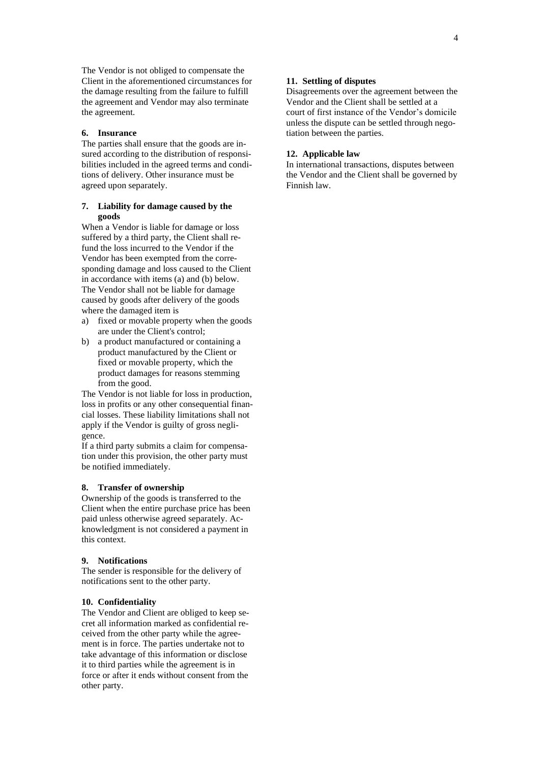The Vendor is not obliged to compensate the Client in the aforementioned circumstances for the damage resulting from the failure to fulfill the agreement and Vendor may also terminate the agreement.

### 6. Insurance

The parties shall ensure that the goods are insured according to the distribution of responsibilities included in the agreed terms and conditions of delivery. Other insurance must be agreed upon separately.

### 7. Liability for damage caused by the goods

When a Vendor is liable for damage or loss suffered by a third party, the Client shall refund the loss incurred to the Vendor if the Vendor has been exempted from the corresponding damage and loss caused to the Client in accordance with items (a) and (b) below. The Vendor shall not be liable for damage caused by goods after delivery of the goods where the damaged item is

a) fixed or movable property when the goods are under the Client's control;
b) a product manufactured or containing a product manufactured by the Client or fixed or movable property, which the product damages for reasons stemming from the good.

The Vendor is not liable for loss in production, loss in profits or any other consequential financial losses. These liability limitations shall not apply if the Vendor is guilty of gross negligence.

If a third party submits a claim for compensation under this provision, the other party must be notified immediately.

### 8. Transfer of ownership

Ownership of the goods is transferred to the Client when the entire purchase price has been paid unless otherwise agreed separately. Acknowledgment is not considered a payment in this context.

### 9. Notifications

The sender is responsible for the delivery of notifications sent to the other party.

### 10. Confidentiality

The Vendor and Client are obliged to keep secret all information marked as confidential received from the other party while the agreement is in force. The parties undertake not to take advantage of this information or disclose it to third parties while the agreement is in force or after it ends without consent from the other party.

### 11. Settling of disputes

Disagreements over the agreement between the Vendor and the Client shall be settled at a court of first instance of the Vendor's domicile unless the dispute can be settled through negotiation between the parties.

### 12. Applicable law

In international transactions, disputes between the Vendor and the Client shall be governed by Finnish law.